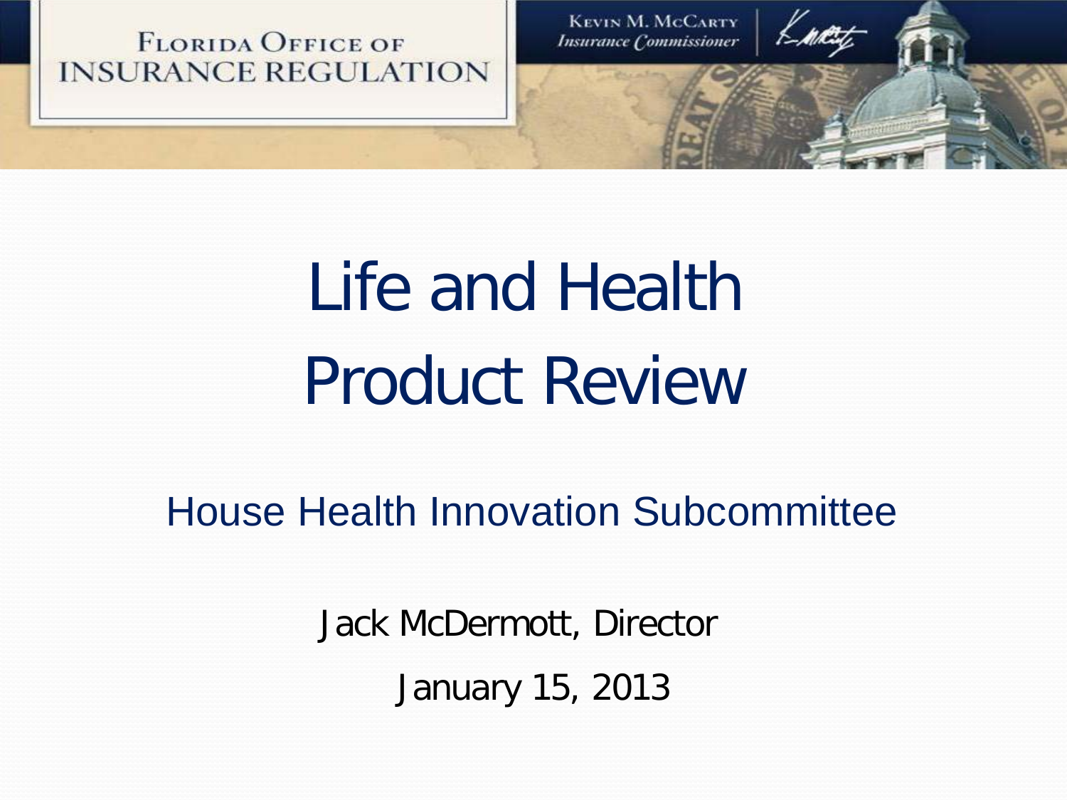Florida Office of Insurance Regulation

Kevin M. McCarty
*Insurance Commissioner*

# Life and Health Product Review

## House Health Innovation Subcommittee

Jack McDermott, Director

January 15, 2013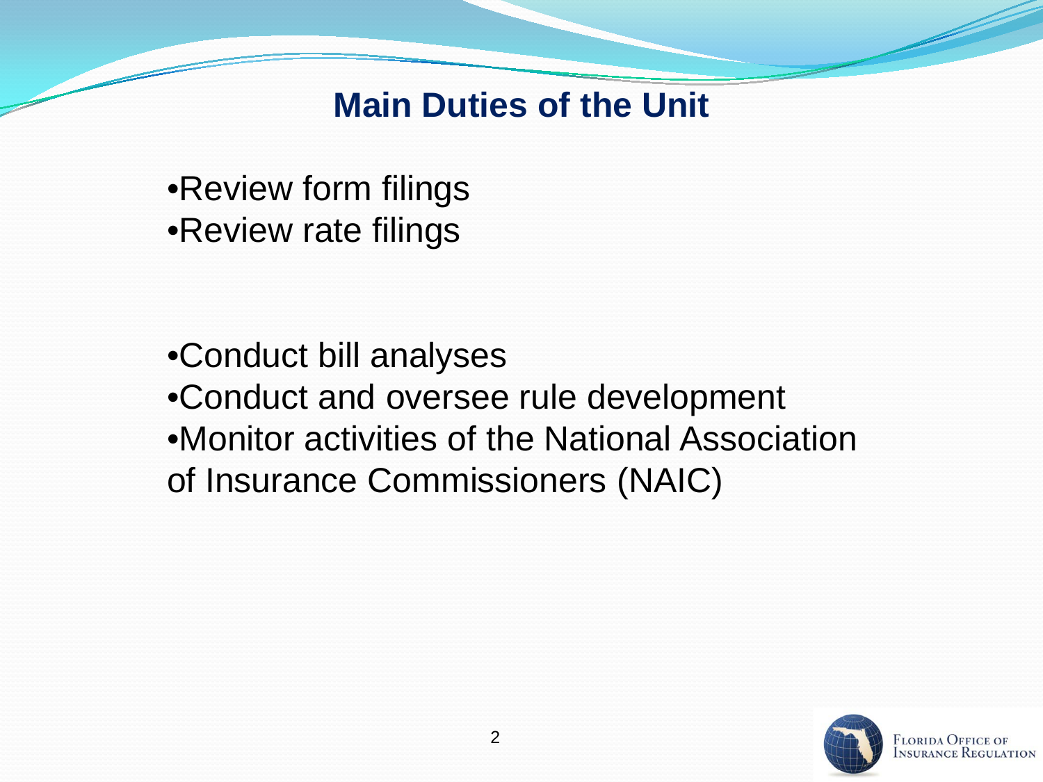# Main Duties of the Unit

- Review form filings
- Review rate filings

- Conduct bill analyses
- Conduct and oversee rule development
- Monitor activities of the National Association of Insurance Commissioners (NAIC)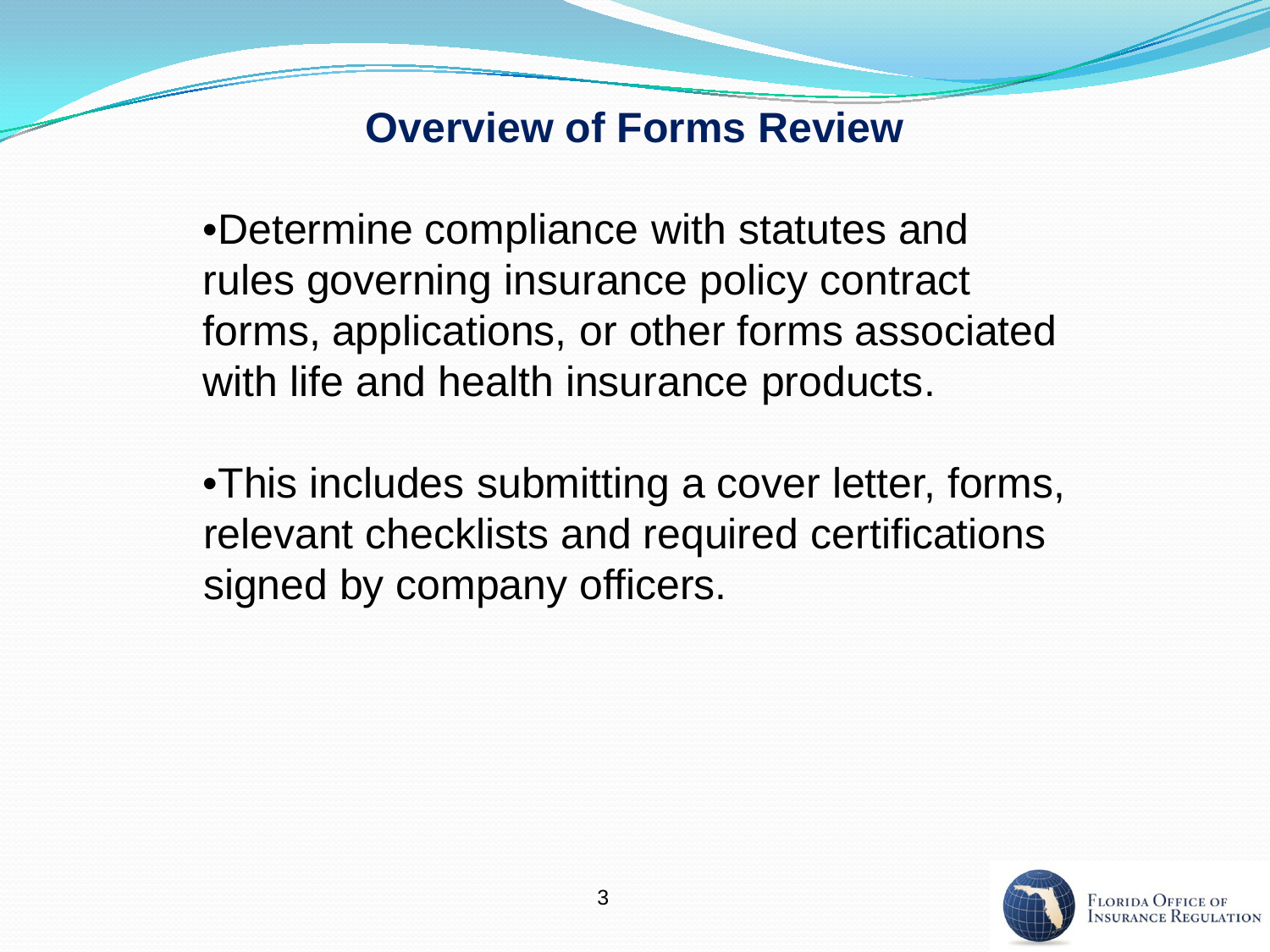# Overview of Forms Review

- Determine compliance with statutes and rules governing insurance policy contract forms, applications, or other forms associated with life and health insurance products.

- This includes submitting a cover letter, forms, relevant checklists and required certifications signed by company officers.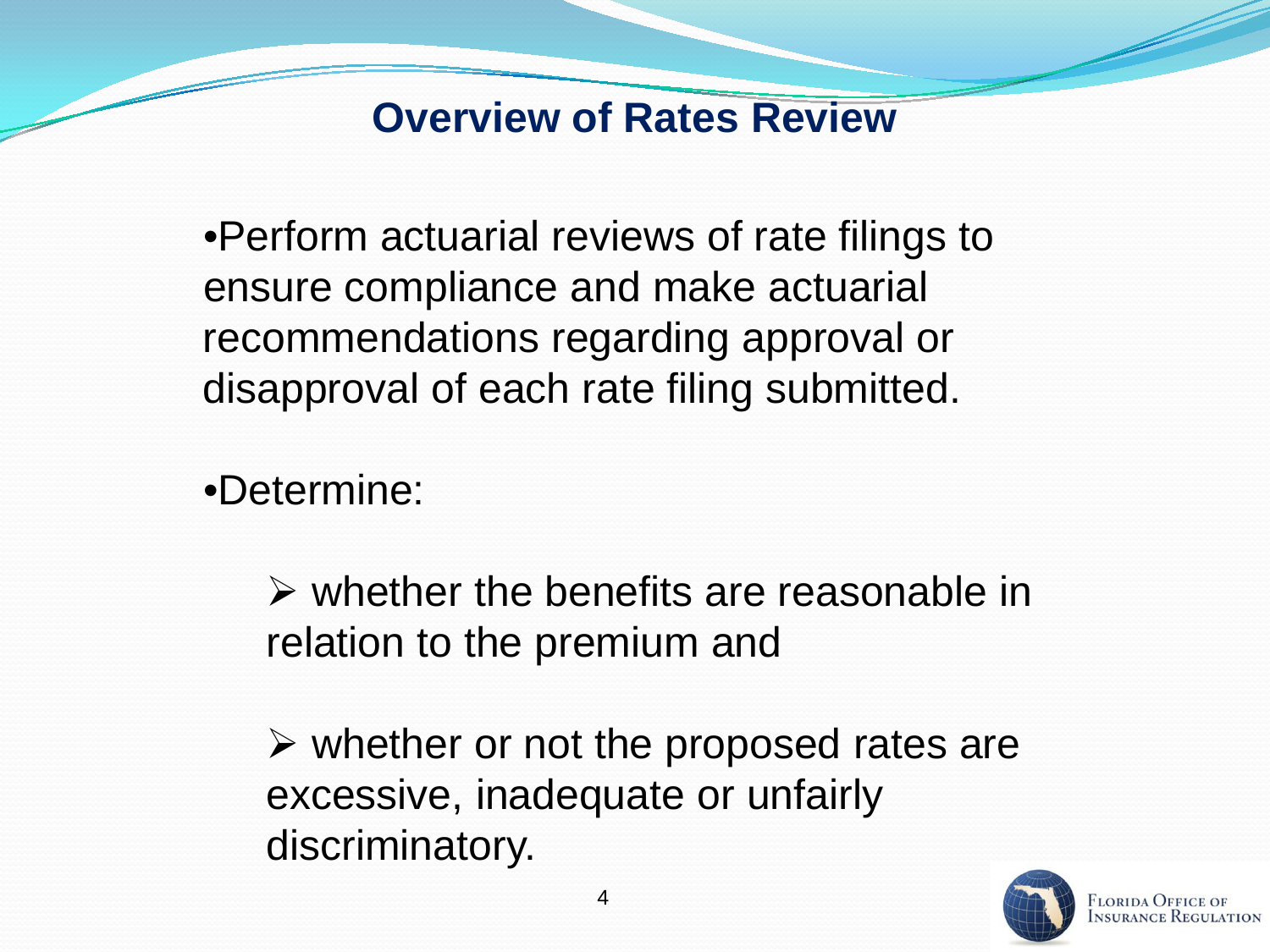# Overview of Rates Review

- Perform actuarial reviews of rate filings to ensure compliance and make actuarial recommendations regarding approval or disapproval of each rate filing submitted.

- Determine:

  - whether the benefits are reasonable in relation to the premium and

  - whether or not the proposed rates are excessive, inadequate or unfairly discriminatory.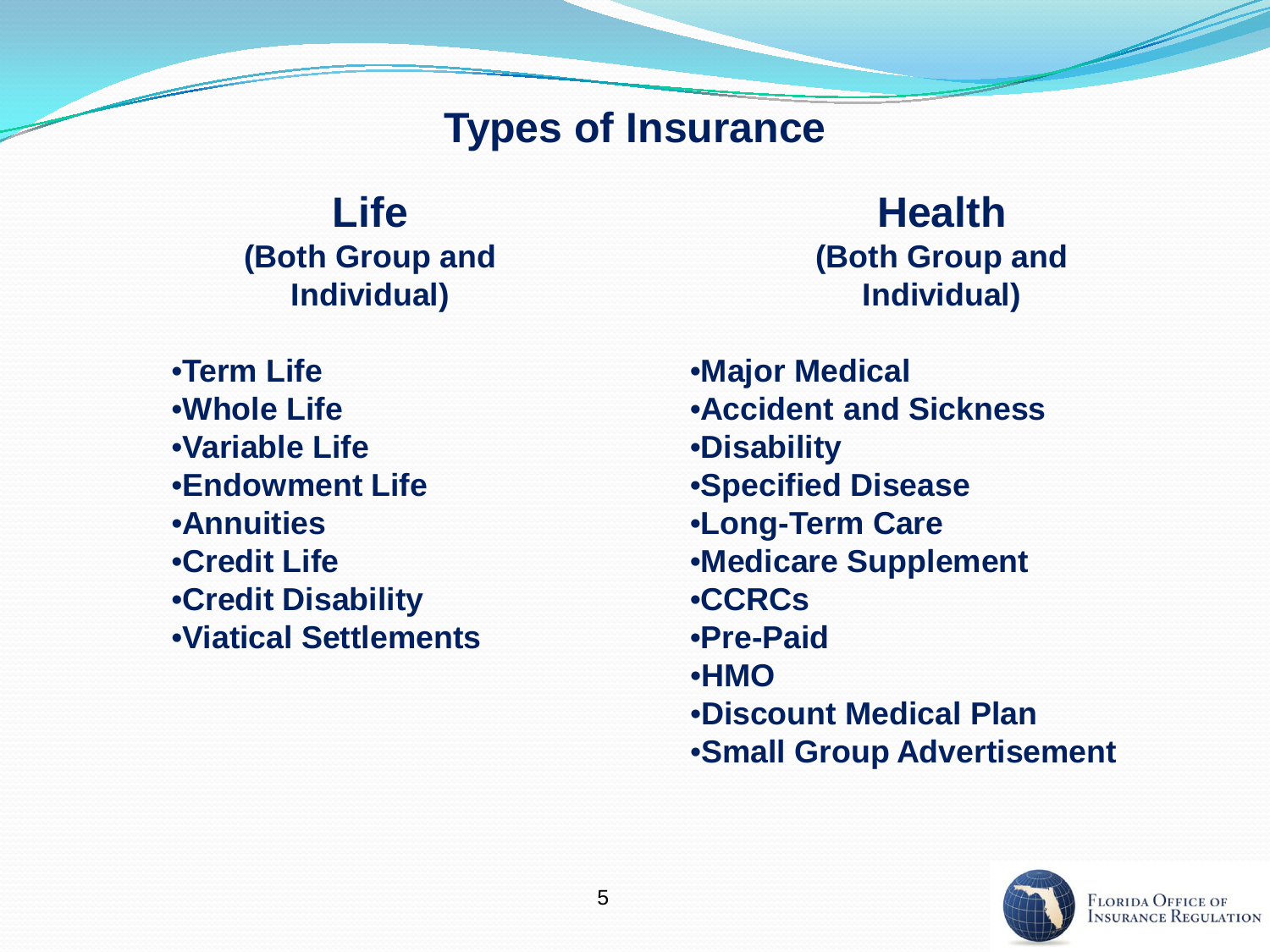# Types of Insurance

## Life
**(Both Group and Individual)**

- Term Life
- Whole Life
- Variable Life
- Endowment Life
- Annuities
- Credit Life
- Credit Disability
- Viatical Settlements

## Health
**(Both Group and Individual)**

- Major Medical
- Accident and Sickness
- Disability
- Specified Disease
- Long-Term Care
- Medicare Supplement
- CCRCs
- Pre-Paid
- HMO
- Discount Medical Plan
- Small Group Advertisement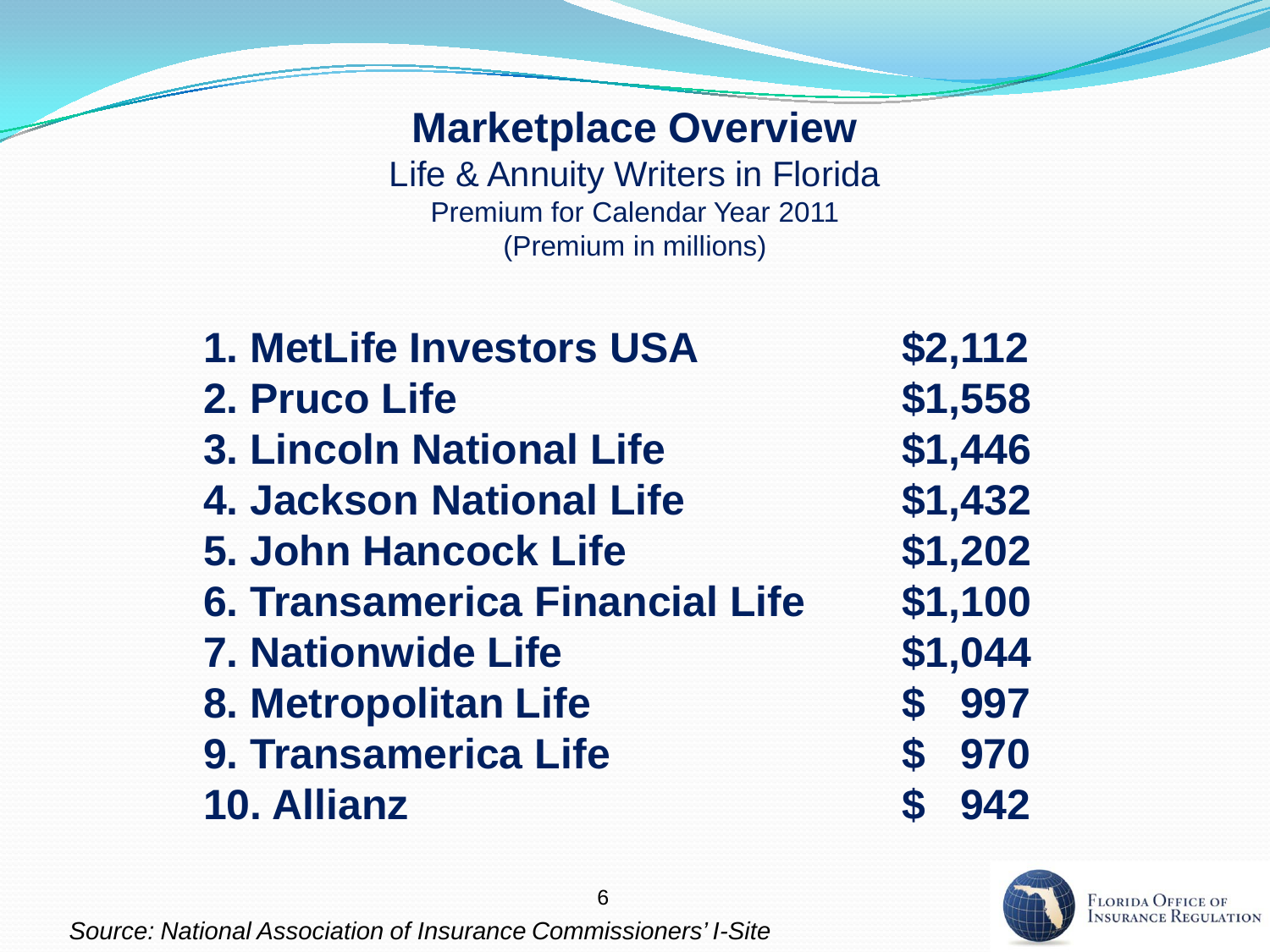# Marketplace Overview

## Life & Annuity Writers in Florida

Premium for Calendar Year 2011

(Premium in millions)

| Company | Premium |
|---|---|
| 1. MetLife Investors USA | $2,112 |
| 2. Pruco Life | $1,558 |
| 3. Lincoln National Life | $1,446 |
| 4. Jackson National Life | $1,432 |
| 5. John Hancock Life | $1,202 |
| 6. Transamerica Financial Life | $1,100 |
| 7. Nationwide Life | $1,044 |
| 8. Metropolitan Life | $ 997 |
| 9. Transamerica Life | $ 970 |
| 10. Allianz | $ 942 |

*Source: National Association of Insurance Commissioners' I-Site*

Florida Office of Insurance Regulation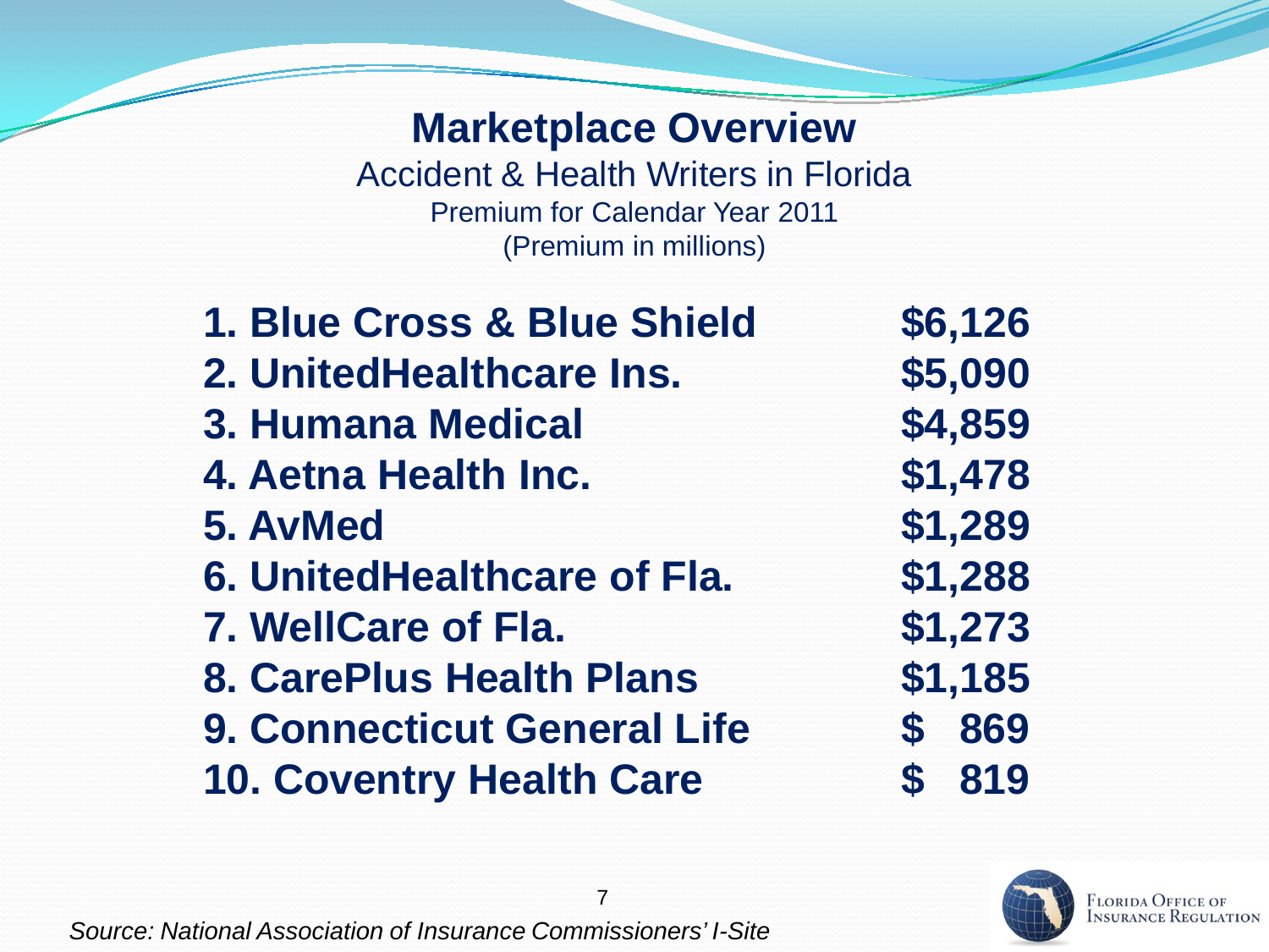# Marketplace Overview

Accident & Health Writers in Florida

Premium for Calendar Year 2011

(Premium in millions)

| Company | Premium |
|---|---|
| 1. Blue Cross & Blue Shield | $6,126 |
| 2. UnitedHealthcare Ins. | $5,090 |
| 3. Humana Medical | $4,859 |
| 4. Aetna Health Inc. | $1,478 |
| 5. AvMed | $1,289 |
| 6. UnitedHealthcare of Fla. | $1,288 |
| 7. WellCare of Fla. | $1,273 |
| 8. CarePlus Health Plans | $1,185 |
| 9. Connecticut General Life | $ 869 |
| 10. Coventry Health Care | $ 819 |

*Source: National Association of Insurance Commissioners' I-Site*

Florida Office of Insurance Regulation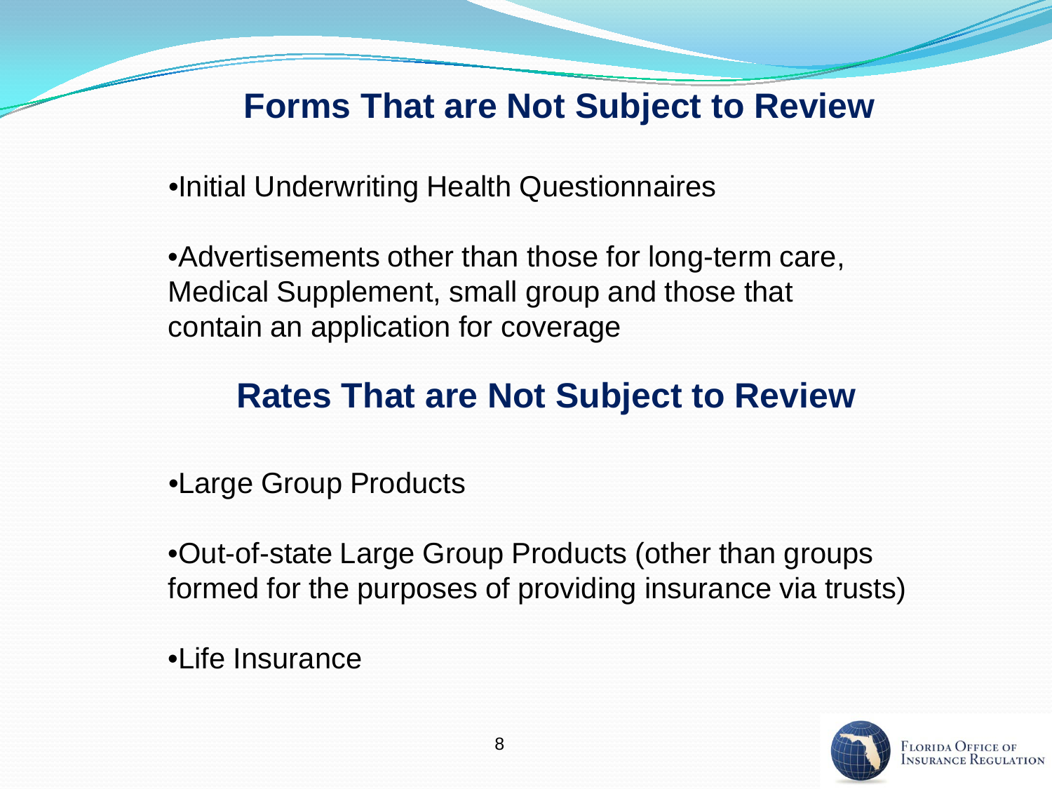## Forms That are Not Subject to Review

- Initial Underwriting Health Questionnaires

- Advertisements other than those for long-term care, Medical Supplement, small group and those that contain an application for coverage

## Rates That are Not Subject to Review

- Large Group Products

- Out-of-state Large Group Products (other than groups formed for the purposes of providing insurance via trusts)

- Life Insurance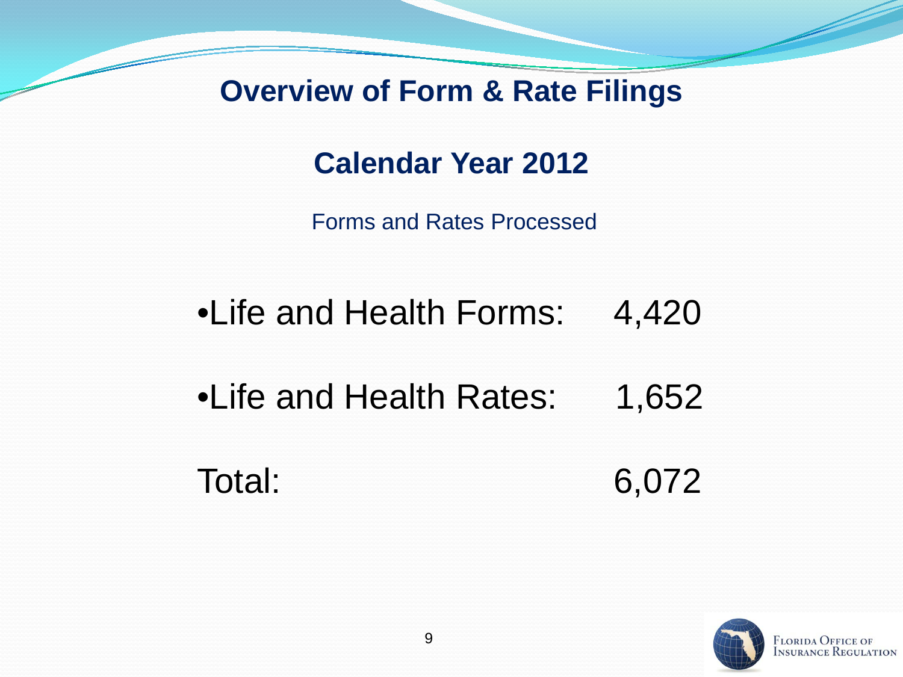# Overview of Form & Rate Filings

## Calendar Year 2012

Forms and Rates Processed

- Life and Health Forms: 4,420
- Life and Health Rates: 1,652

Total: 6,072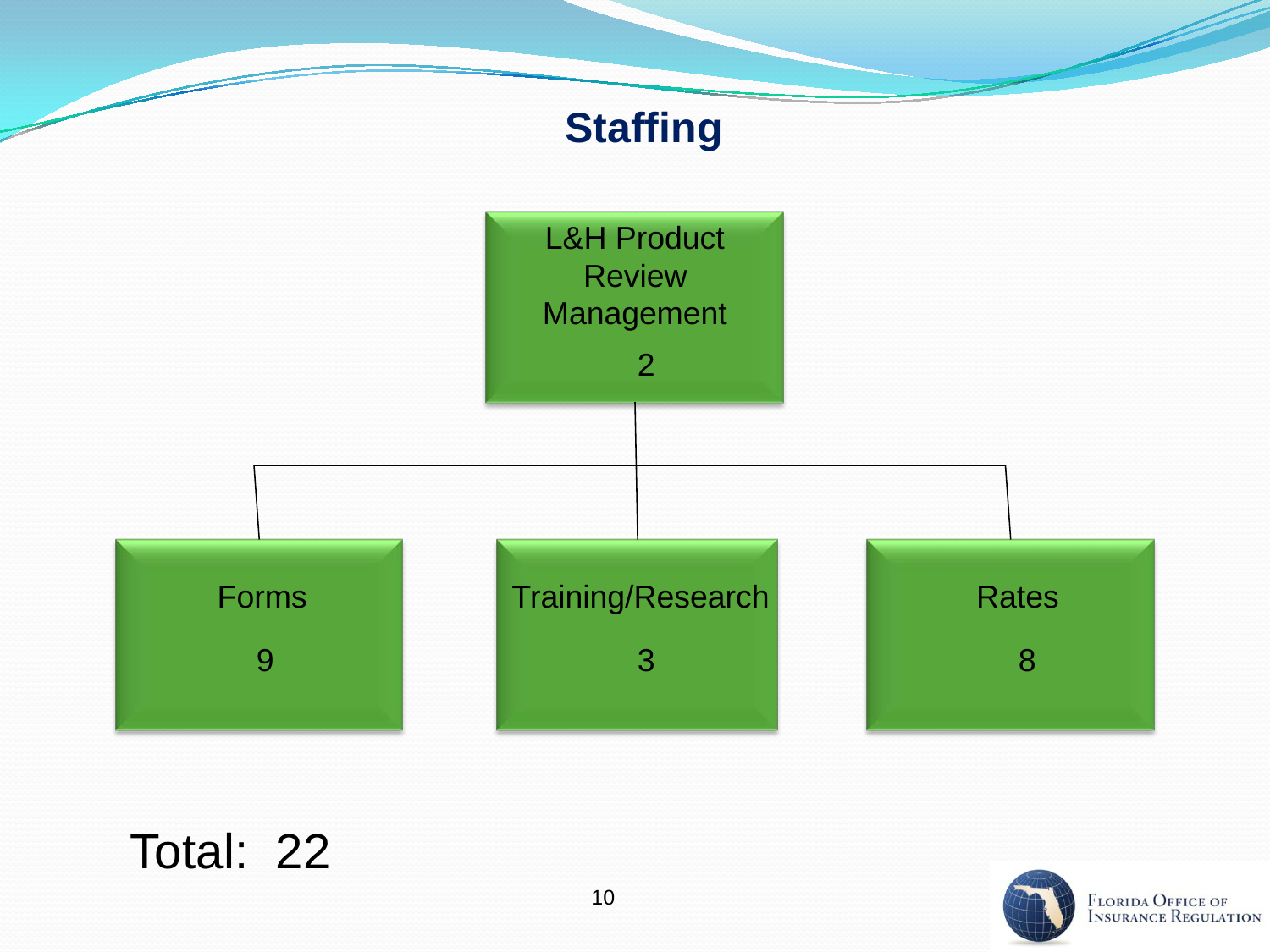# Staffing

- L&H Product Review Management: 2
  - Forms: 9
  - Training/Research: 3
  - Rates: 8

Total: 22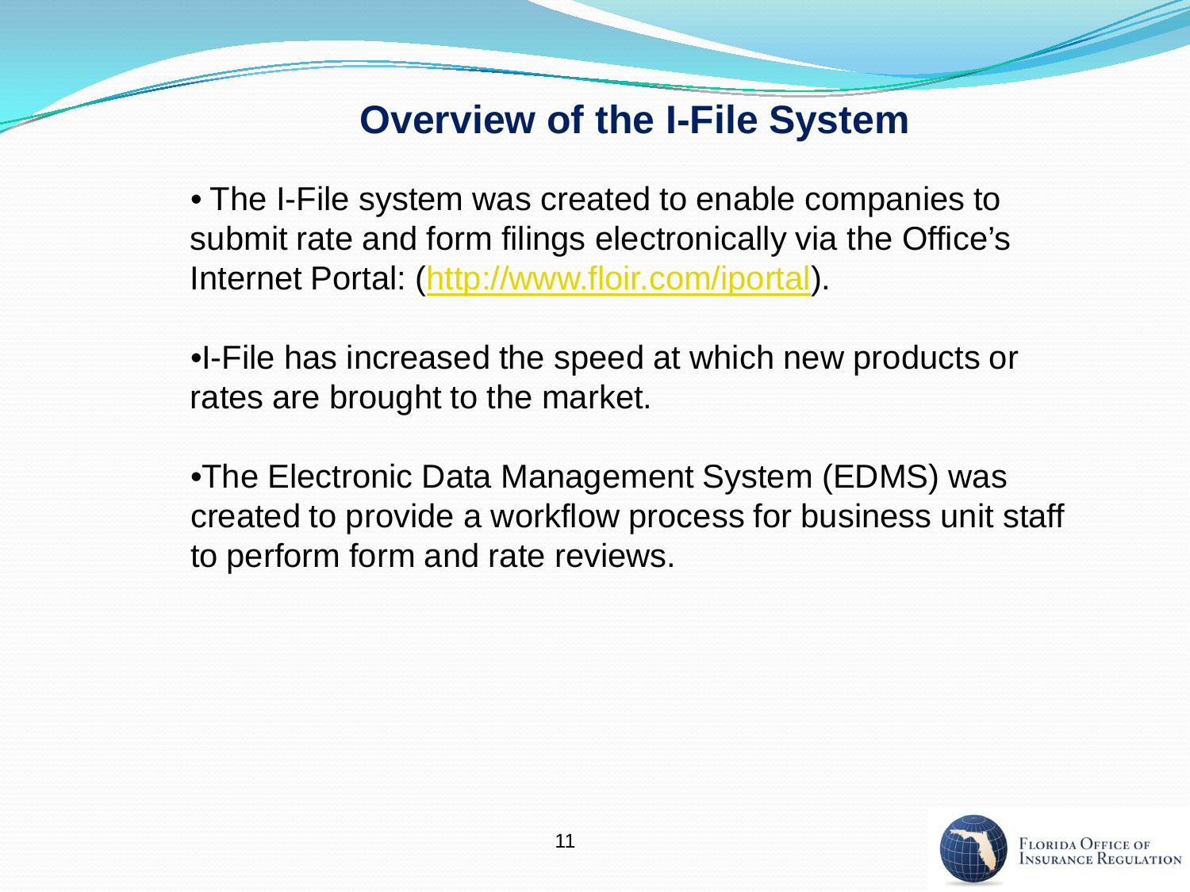## Overview of the I-File System

- The I-File system was created to enable companies to submit rate and form filings electronically via the Office's Internet Portal: (http://www.floir.com/iportal).

- I-File has increased the speed at which new products or rates are brought to the market.

- The Electronic Data Management System (EDMS) was created to provide a workflow process for business unit staff to perform form and rate reviews.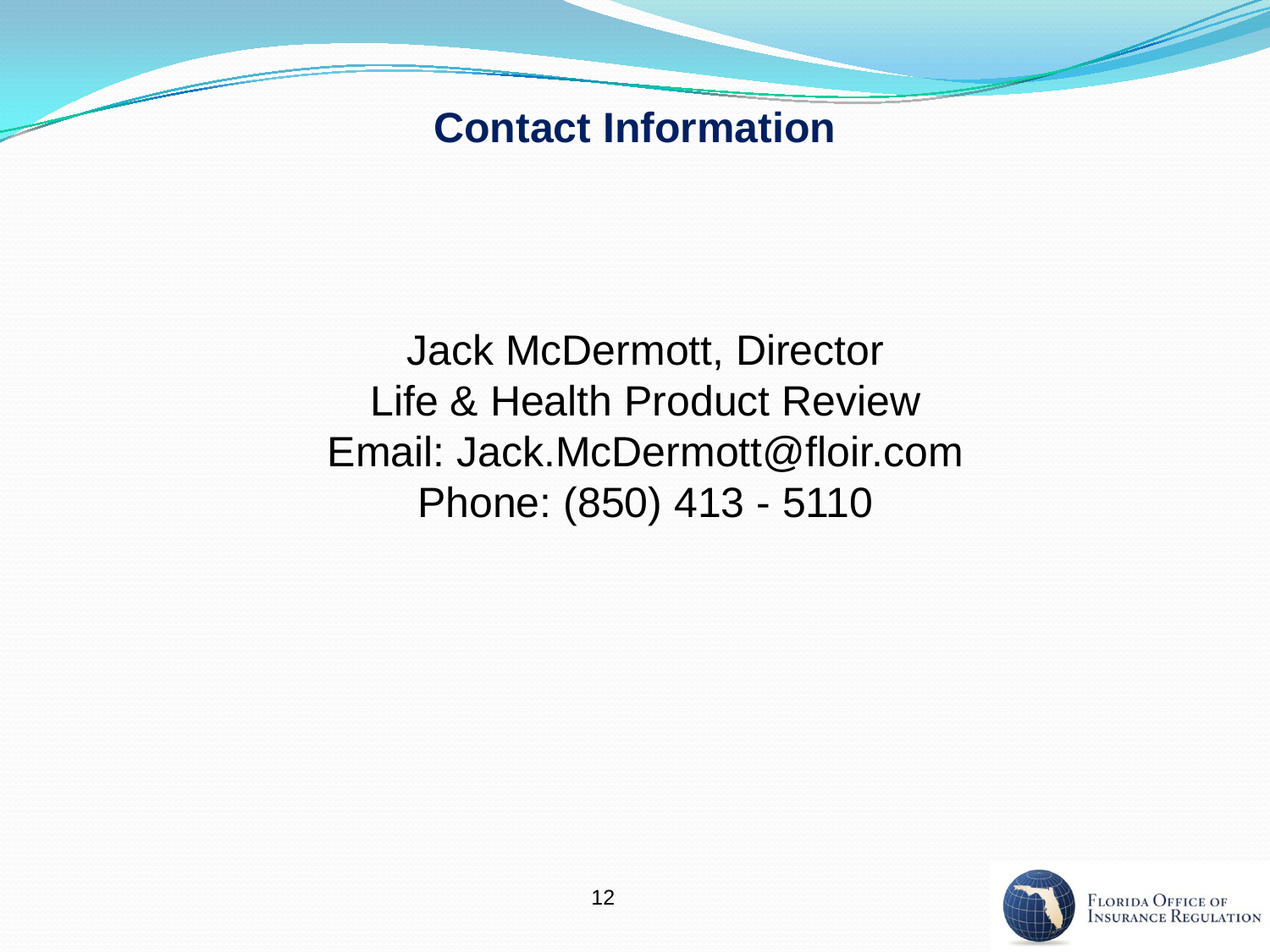## Contact Information

Jack McDermott, Director
Life & Health Product Review
Email: Jack.McDermott@floir.com
Phone: (850) 413 - 5110